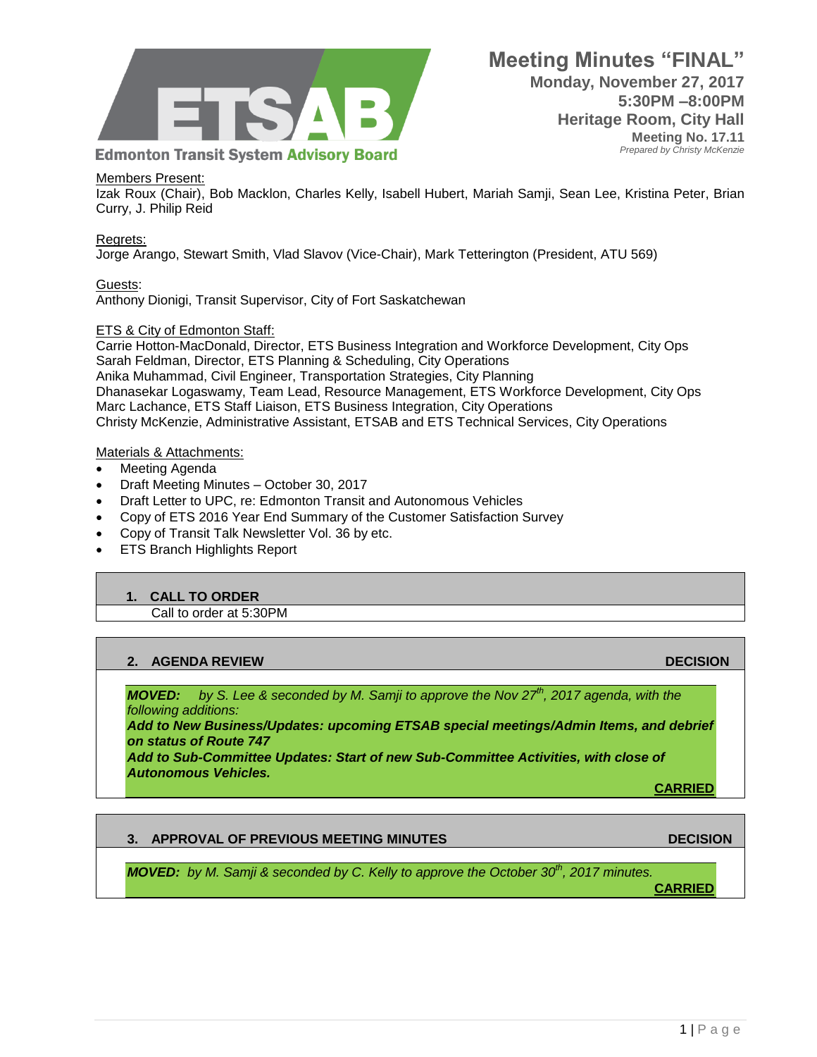**Edmonton Transit System Advisory Board**

# Meeting Minutes "FINAL"

**Monday, November 27, 2017**
**5:30PM –8:00PM**
**Heritage Room, City Hall**
**Meeting No. 17.11**
*Prepared by Christy McKenzie*

Members Present:
Izak Roux (Chair), Bob Macklon, Charles Kelly, Isabell Hubert, Mariah Samji, Sean Lee, Kristina Peter, Brian Curry, J. Philip Reid

Regrets:
Jorge Arango, Stewart Smith, Vlad Slavov (Vice-Chair), Mark Tetterington (President, ATU 569)

Guests:
Anthony Dionigi, Transit Supervisor, City of Fort Saskatchewan

ETS & City of Edmonton Staff:
Carrie Hotton-MacDonald, Director, ETS Business Integration and Workforce Development, City Ops
Sarah Feldman, Director, ETS Planning & Scheduling, City Operations
Anika Muhammad, Civil Engineer, Transportation Strategies, City Planning
Dhanasekar Logaswamy, Team Lead, Resource Management, ETS Workforce Development, City Ops
Marc Lachance, ETS Staff Liaison, ETS Business Integration, City Operations
Christy McKenzie, Administrative Assistant, ETSAB and ETS Technical Services, City Operations

Materials & Attachments:
- Meeting Agenda
- Draft Meeting Minutes – October 30, 2017
- Draft Letter to UPC, re: Edmonton Transit and Autonomous Vehicles
- Copy of ETS 2016 Year End Summary of the Customer Satisfaction Survey
- Copy of Transit Talk Newsletter Vol. 36 by etc.
- ETS Branch Highlights Report

## 1. CALL TO ORDER

Call to order at 5:30PM

## 2. AGENDA REVIEW — DECISION

***MOVED:*** *by S. Lee & seconded by M. Samji to approve the Nov 27th, 2017 agenda, with the following additions:*
***Add to New Business/Updates: upcoming ETSAB special meetings/Admin Items, and debrief on status of Route 747***
***Add to Sub-Committee Updates: Start of new Sub-Committee Activities, with close of Autonomous Vehicles.***

**CARRIED**

## 3. APPROVAL OF PREVIOUS MEETING MINUTES — DECISION

***MOVED:*** *by M. Samji & seconded by C. Kelly to approve the October 30th, 2017 minutes.*

**CARRIED**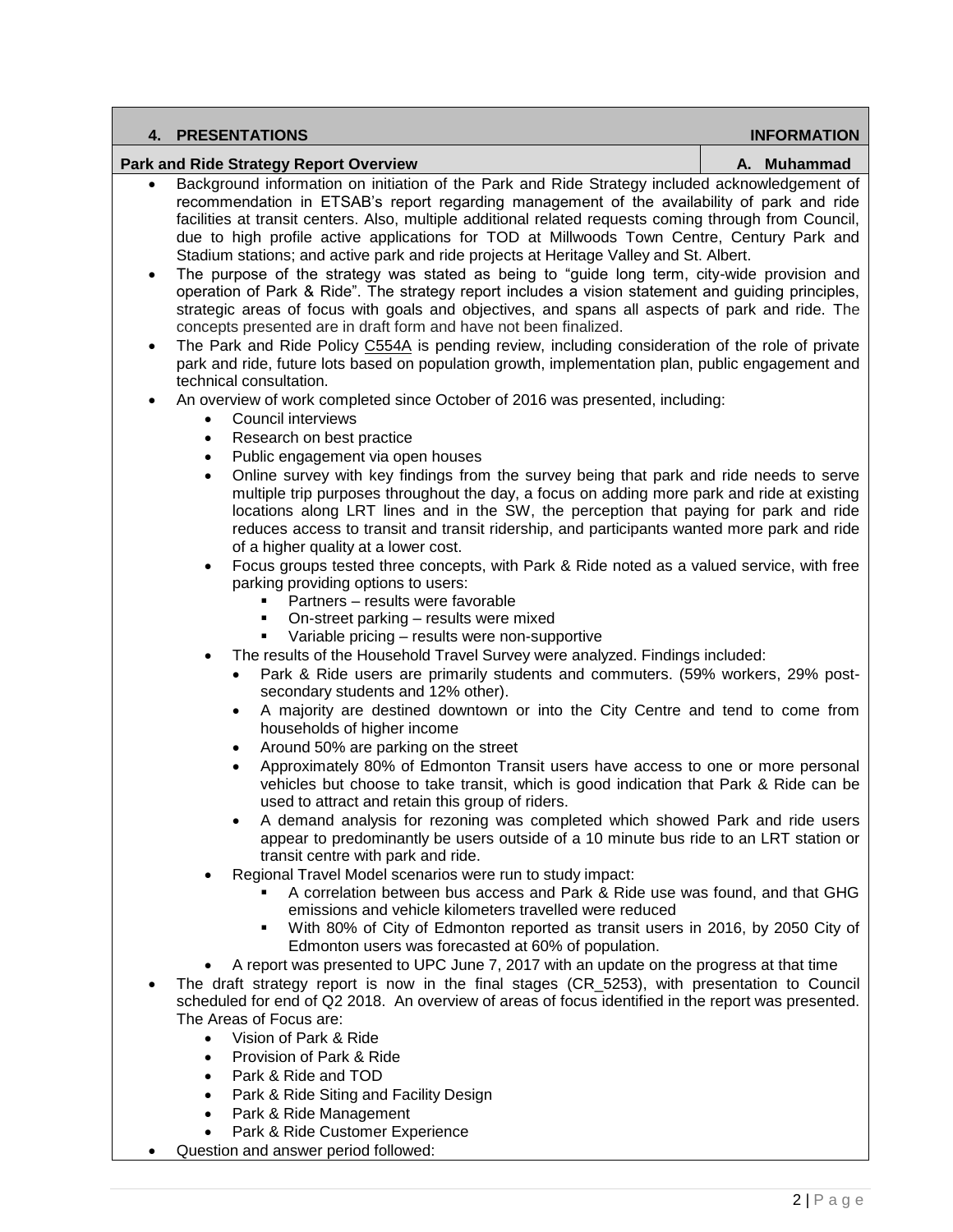| 4. PRESENTATIONS | INFORMATION |
| --- | --- |
| **Park and Ride Strategy Report Overview** | **A. Muhammad** |

- Background information on initiation of the Park and Ride Strategy included acknowledgement of recommendation in ETSAB's report regarding management of the availability of park and ride facilities at transit centers. Also, multiple additional related requests coming through from Council, due to high profile active applications for TOD at Millwoods Town Centre, Century Park and Stadium stations; and active park and ride projects at Heritage Valley and St. Albert.
- The purpose of the strategy was stated as being to "guide long term, city-wide provision and operation of Park & Ride". The strategy report includes a vision statement and guiding principles, strategic areas of focus with goals and objectives, and spans all aspects of park and ride. The concepts presented are in draft form and have not been finalized.
- The Park and Ride Policy C554A is pending review, including consideration of the role of private park and ride, future lots based on population growth, implementation plan, public engagement and technical consultation.
- An overview of work completed since October of 2016 was presented, including:
  - Council interviews
  - Research on best practice
  - Public engagement via open houses
  - Online survey with key findings from the survey being that park and ride needs to serve multiple trip purposes throughout the day, a focus on adding more park and ride at existing locations along LRT lines and in the SW, the perception that paying for park and ride reduces access to transit and transit ridership, and participants wanted more park and ride of a higher quality at a lower cost.
  - Focus groups tested three concepts, with Park & Ride noted as a valued service, with free parking providing options to users:
    - Partners – results were favorable
    - On-street parking – results were mixed
    - Variable pricing – results were non-supportive
  - The results of the Household Travel Survey were analyzed. Findings included:
    - Park & Ride users are primarily students and commuters. (59% workers, 29% post-secondary students and 12% other).
    - A majority are destined downtown or into the City Centre and tend to come from households of higher income
    - Around 50% are parking on the street
    - Approximately 80% of Edmonton Transit users have access to one or more personal vehicles but choose to take transit, which is good indication that Park & Ride can be used to attract and retain this group of riders.
    - A demand analysis for rezoning was completed which showed Park and ride users appear to predominantly be users outside of a 10 minute bus ride to an LRT station or transit centre with park and ride.
  - Regional Travel Model scenarios were run to study impact:
    - A correlation between bus access and Park & Ride use was found, and that GHG emissions and vehicle kilometers travelled were reduced
    - With 80% of City of Edmonton reported as transit users in 2016, by 2050 City of Edmonton users was forecasted at 60% of population.
  - A report was presented to UPC June 7, 2017 with an update on the progress at that time
- The draft strategy report is now in the final stages (CR_5253), with presentation to Council scheduled for end of Q2 2018. An overview of areas of focus identified in the report was presented. The Areas of Focus are:
  - Vision of Park & Ride
  - Provision of Park & Ride
  - Park & Ride and TOD
  - Park & Ride Siting and Facility Design
  - Park & Ride Management
  - Park & Ride Customer Experience
- Question and answer period followed: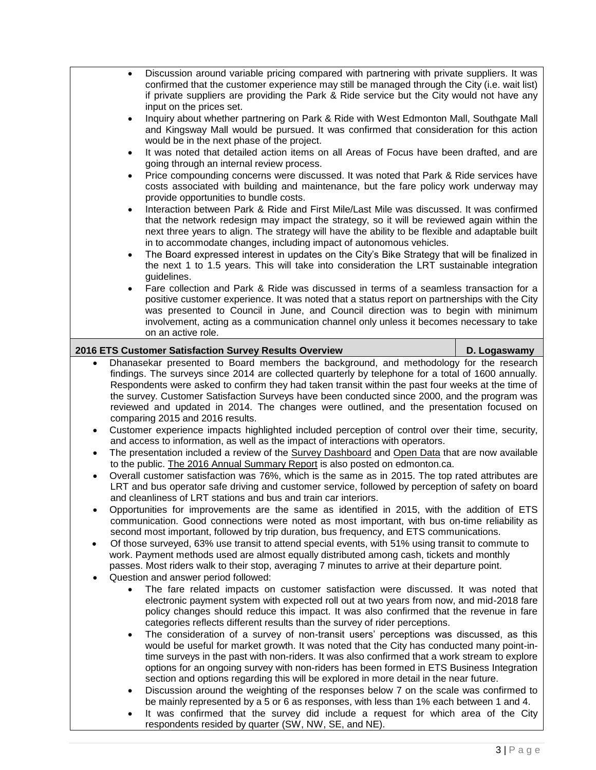- Discussion around variable pricing compared with partnering with private suppliers. It was confirmed that the customer experience may still be managed through the City (i.e. wait list) if private suppliers are providing the Park & Ride service but the City would not have any input on the prices set.
- Inquiry about whether partnering on Park & Ride with West Edmonton Mall, Southgate Mall and Kingsway Mall would be pursued. It was confirmed that consideration for this action would be in the next phase of the project.
- It was noted that detailed action items on all Areas of Focus have been drafted, and are going through an internal review process.
- Price compounding concerns were discussed. It was noted that Park & Ride services have costs associated with building and maintenance, but the fare policy work underway may provide opportunities to bundle costs.
- Interaction between Park & Ride and First Mile/Last Mile was discussed. It was confirmed that the network redesign may impact the strategy, so it will be reviewed again within the next three years to align. The strategy will have the ability to be flexible and adaptable built in to accommodate changes, including impact of autonomous vehicles.
- The Board expressed interest in updates on the City's Bike Strategy that will be finalized in the next 1 to 1.5 years. This will take into consideration the LRT sustainable integration guidelines.
- Fare collection and Park & Ride was discussed in terms of a seamless transaction for a positive customer experience. It was noted that a status report on partnerships with the City was presented to Council in June, and Council direction was to begin with minimum involvement, acting as a communication channel only unless it becomes necessary to take on an active role.

**2016 ETS Customer Satisfaction Survey Results Overview** — **D. Logaswamy**

- Dhanasekar presented to Board members the background, and methodology for the research findings. The surveys since 2014 are collected quarterly by telephone for a total of 1600 annually. Respondents were asked to confirm they had taken transit within the past four weeks at the time of the survey. Customer Satisfaction Surveys have been conducted since 2000, and the program was reviewed and updated in 2014. The changes were outlined, and the presentation focused on comparing 2015 and 2016 results.
- Customer experience impacts highlighted included perception of control over their time, security, and access to information, as well as the impact of interactions with operators.
- The presentation included a review of the Survey Dashboard and Open Data that are now available to the public. The 2016 Annual Summary Report is also posted on edmonton.ca.
- Overall customer satisfaction was 76%, which is the same as in 2015. The top rated attributes are LRT and bus operator safe driving and customer service, followed by perception of safety on board and cleanliness of LRT stations and bus and train car interiors.
- Opportunities for improvements are the same as identified in 2015, with the addition of ETS communication. Good connections were noted as most important, with bus on-time reliability as second most important, followed by trip duration, bus frequency, and ETS communications.
- Of those surveyed, 63% use transit to attend special events, with 51% using transit to commute to work. Payment methods used are almost equally distributed among cash, tickets and monthly passes. Most riders walk to their stop, averaging 7 minutes to arrive at their departure point.
- Question and answer period followed:
  - The fare related impacts on customer satisfaction were discussed. It was noted that electronic payment system with expected roll out at two years from now, and mid-2018 fare policy changes should reduce this impact. It was also confirmed that the revenue in fare categories reflects different results than the survey of rider perceptions.
  - The consideration of a survey of non-transit users' perceptions was discussed, as this would be useful for market growth. It was noted that the City has conducted many point-in-time surveys in the past with non-riders. It was also confirmed that a work stream to explore options for an ongoing survey with non-riders has been formed in ETS Business Integration section and options regarding this will be explored in more detail in the near future.
  - Discussion around the weighting of the responses below 7 on the scale was confirmed to be mainly represented by a 5 or 6 as responses, with less than 1% each between 1 and 4.
  - It was confirmed that the survey did include a request for which area of the City respondents resided by quarter (SW, NW, SE, and NE).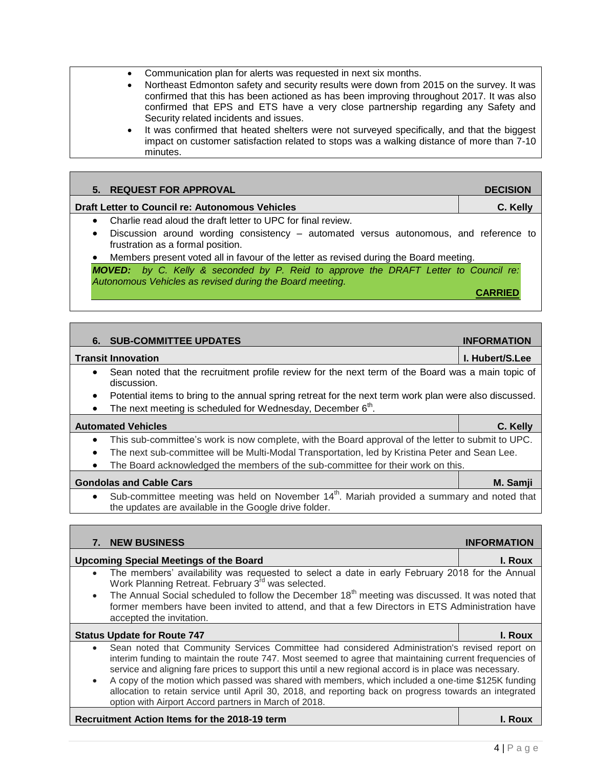- Communication plan for alerts was requested in next six months.
- Northeast Edmonton safety and security results were down from 2015 on the survey. It was confirmed that this has been actioned as has been improving throughout 2017. It was also confirmed that EPS and ETS have a very close partnership regarding any Safety and Security related incidents and issues.
- It was confirmed that heated shelters were not surveyed specifically, and that the biggest impact on customer satisfaction related to stops was a walking distance of more than 7-10 minutes.

## 5. REQUEST FOR APPROVAL — DECISION

**Draft Letter to Council re: Autonomous Vehicles** — **C. Kelly**

- Charlie read aloud the draft letter to UPC for final review.
- Discussion around wording consistency – automated versus autonomous, and reference to frustration as a formal position.
- Members present voted all in favour of the letter as revised during the Board meeting.

***MOVED:*** *by C. Kelly & seconded by P. Reid to approve the DRAFT Letter to Council re: Autonomous Vehicles as revised during the Board meeting.*

**CARRIED**

## 6. SUB-COMMITTEE UPDATES — INFORMATION

**Transit Innovation** — **I. Hubert/S.Lee**

- Sean noted that the recruitment profile review for the next term of the Board was a main topic of discussion.
- Potential items to bring to the annual spring retreat for the next term work plan were also discussed.
- The next meeting is scheduled for Wednesday, December 6th.

**Automated Vehicles** — **C. Kelly**

- This sub-committee's work is now complete, with the Board approval of the letter to submit to UPC.
- The next sub-committee will be Multi-Modal Transportation, led by Kristina Peter and Sean Lee.
- The Board acknowledged the members of the sub-committee for their work on this.

**Gondolas and Cable Cars** — **M. Samji**

- Sub-committee meeting was held on November 14th. Mariah provided a summary and noted that the updates are available in the Google drive folder.

## 7. NEW BUSINESS — INFORMATION

**Upcoming Special Meetings of the Board** — **I. Roux**

- The members' availability was requested to select a date in early February 2018 for the Annual Work Planning Retreat. February 3rd was selected.
- The Annual Social scheduled to follow the December 18th meeting was discussed. It was noted that former members have been invited to attend, and that a few Directors in ETS Administration have accepted the invitation.

**Status Update for Route 747** — **I. Roux**

- Sean noted that Community Services Committee had considered Administration's revised report on interim funding to maintain the route 747. Most seemed to agree that maintaining current frequencies of service and aligning fare prices to support this until a new regional accord is in place was necessary.
- A copy of the motion which passed was shared with members, which included a one-time $125K funding allocation to retain service until April 30, 2018, and reporting back on progress towards an integrated option with Airport Accord partners in March of 2018.

**Recruitment Action Items for the 2018-19 term** — **I. Roux**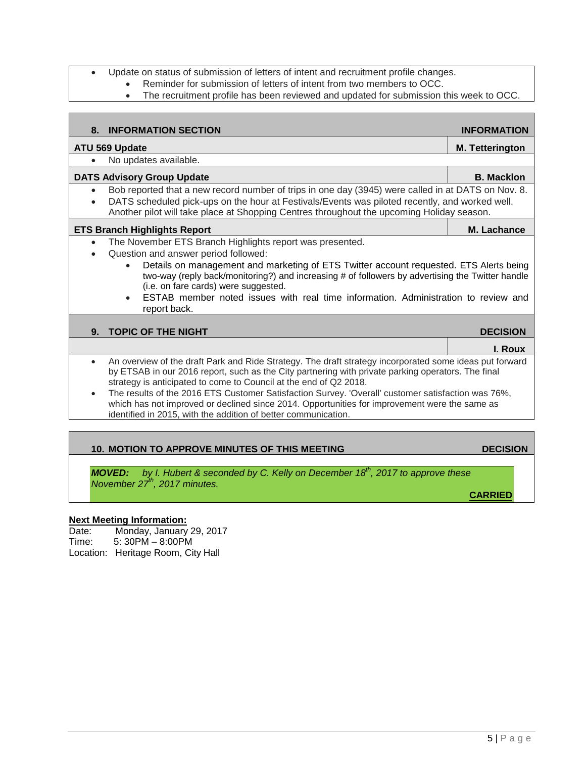- Update on status of submission of letters of intent and recruitment profile changes.
  - Reminder for submission of letters of intent from two members to OCC.
  - The recruitment profile has been reviewed and updated for submission this week to OCC.

| **8. INFORMATION SECTION** | **INFORMATION** |
|---|---|
| **ATU 569 Update** | **M. Tetterington** |

- No updates available.

| **DATS Advisory Group Update** | **B. Macklon** |
|---|---|

- Bob reported that a new record number of trips in one day (3945) were called in at DATS on Nov. 8.
- DATS scheduled pick-ups on the hour at Festivals/Events was piloted recently, and worked well. Another pilot will take place at Shopping Centres throughout the upcoming Holiday season.

| **ETS Branch Highlights Report** | **M. Lachance** |
|---|---|

- The November ETS Branch Highlights report was presented.
- Question and answer period followed:
  - Details on management and marketing of ETS Twitter account requested. ETS Alerts being two-way (reply back/monitoring?) and increasing # of followers by advertising the Twitter handle (i.e. on fare cards) were suggested.
  - ESTAB member noted issues with real time information. Administration to review and report back.

| **9. TOPIC OF THE NIGHT** | **DECISION** |
|---|---|
| | **I. Roux** |

- An overview of the draft Park and Ride Strategy. The draft strategy incorporated some ideas put forward by ETSAB in our 2016 report, such as the City partnering with private parking operators. The final strategy is anticipated to come to Council at the end of Q2 2018.
- The results of the 2016 ETS Customer Satisfaction Survey. 'Overall' customer satisfaction was 76%, which has not improved or declined since 2014. Opportunities for improvement were the same as identified in 2015, with the addition of better communication.

| **10. MOTION TO APPROVE MINUTES OF THIS MEETING** | **DECISION** |
|---|---|

***MOVED:*** *by I. Hubert & seconded by C. Kelly on December 18th, 2017 to approve these November 27th, 2017 minutes.*

**CARRIED**

**Next Meeting Information:**

Date: Monday, January 29, 2017
Time: 5: 30PM – 8:00PM
Location: Heritage Room, City Hall